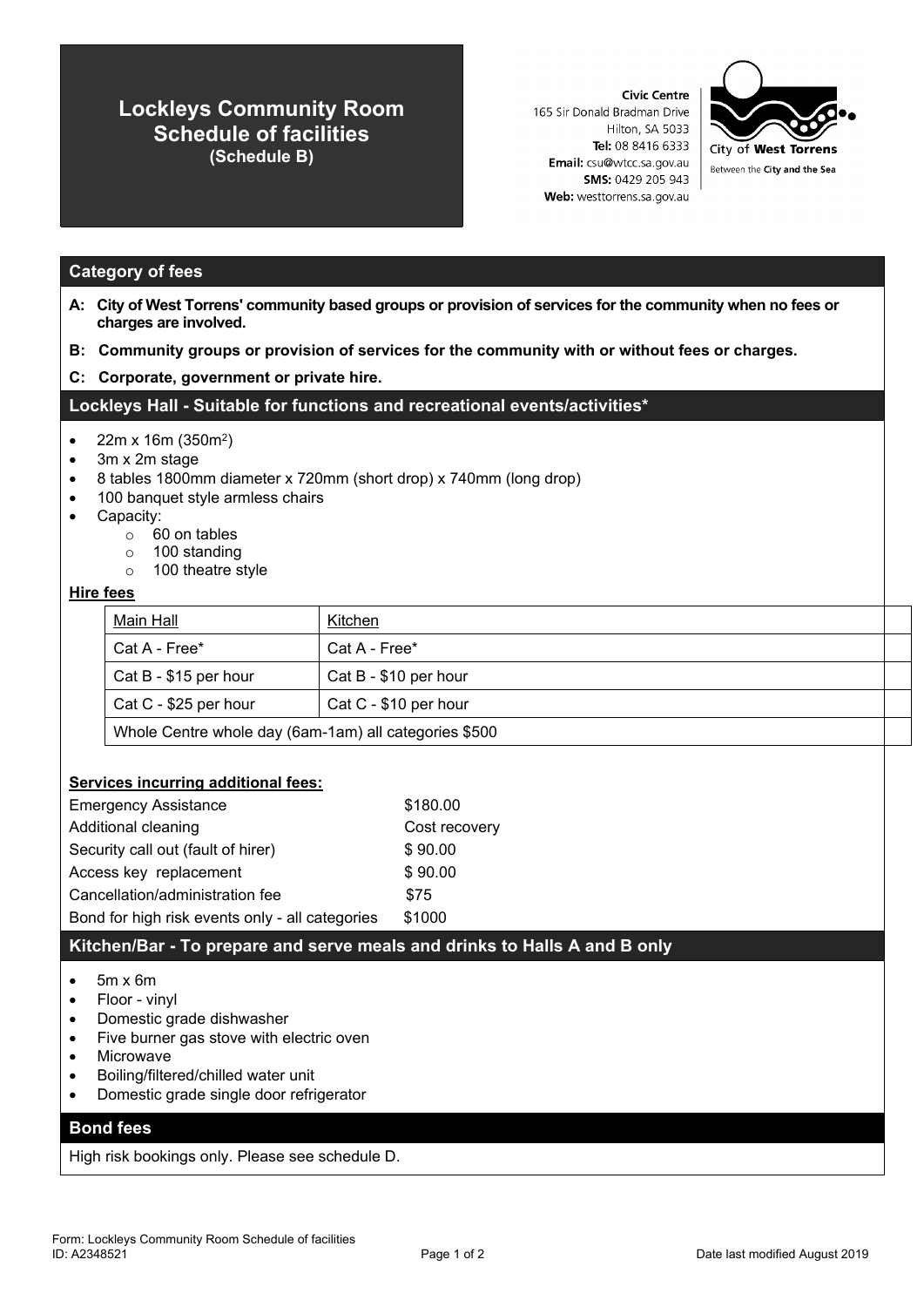# Lockleys Community Room Schedule of facilities
**(Schedule B)**

**Civic Centre**
165 Sir Donald Bradman Drive
Hilton, SA 5033
**Tel:** 08 8416 6333
**Email:** csu@wtcc.sa.gov.au
**SMS:** 0429 205 943
**Web:** westtorrens.sa.gov.au

City of **West Torrens**
Between the **City and the Sea**

## Category of fees

**A: City of West Torrens' community based groups or provision of services for the community when no fees or charges are involved.**

**B: Community groups or provision of services for the community with or without fees or charges.**

**C: Corporate, government or private hire.**

## Lockleys Hall - Suitable for functions and recreational events/activities*

- 22m x 16m (350m$^2$)
- 3m x 2m stage
- 8 tables 1800mm diameter x 720mm (short drop) x 740mm (long drop)
- 100 banquet style armless chairs
- Capacity:
  - 60 on tables
  - 100 standing
  - 100 theatre style

**Hire fees**

| Main Hall | Kitchen |
| --- | --- |
| Cat A - Free* | Cat A - Free* |
| Cat B - $15 per hour | Cat B - $10 per hour |
| Cat C - $25 per hour | Cat C - $10 per hour |
| Whole Centre whole day (6am-1am) all categories $500 | |

**Services incurring additional fees:**

| | |
| --- | --- |
| Emergency Assistance | $180.00 |
| Additional cleaning | Cost recovery |
| Security call out (fault of hirer) | $ 90.00 |
| Access key replacement | $ 90.00 |
| Cancellation/administration fee | $75 |
| Bond for high risk events only - all categories | $1000 |

## Kitchen/Bar - To prepare and serve meals and drinks to Halls A and B only

- 5m x 6m
- Floor - vinyl
- Domestic grade dishwasher
- Five burner gas stove with electric oven
- Microwave
- Boiling/filtered/chilled water unit
- Domestic grade single door refrigerator

## Bond fees

High risk bookings only. Please see schedule D.

Form: Lockleys Community Room Schedule of facilities
ID: A2348521

Date last modified August 2019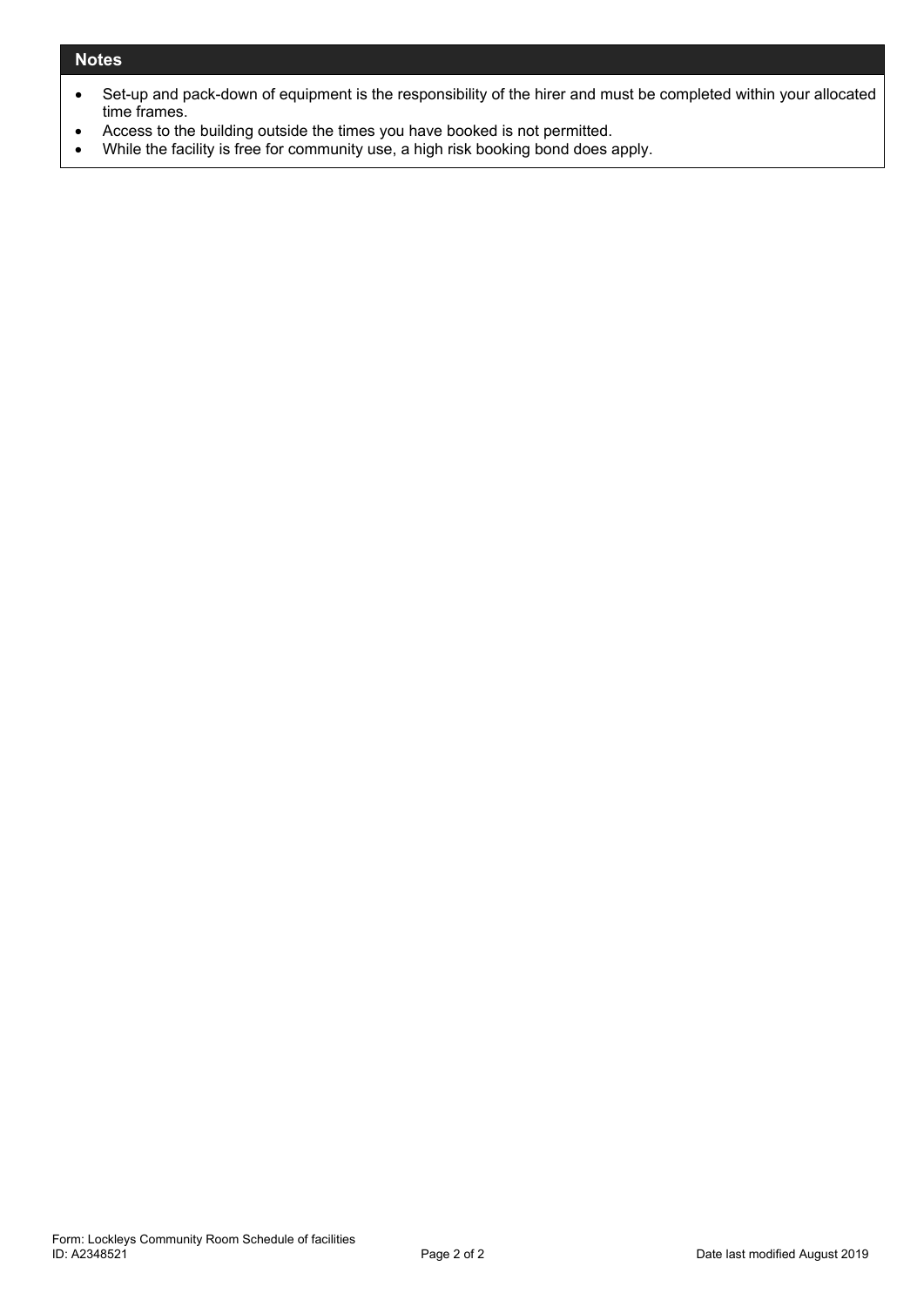## Notes

- Set-up and pack-down of equipment is the responsibility of the hirer and must be completed within your allocated time frames.
- Access to the building outside the times you have booked is not permitted.
- While the facility is free for community use, a high risk booking bond does apply.